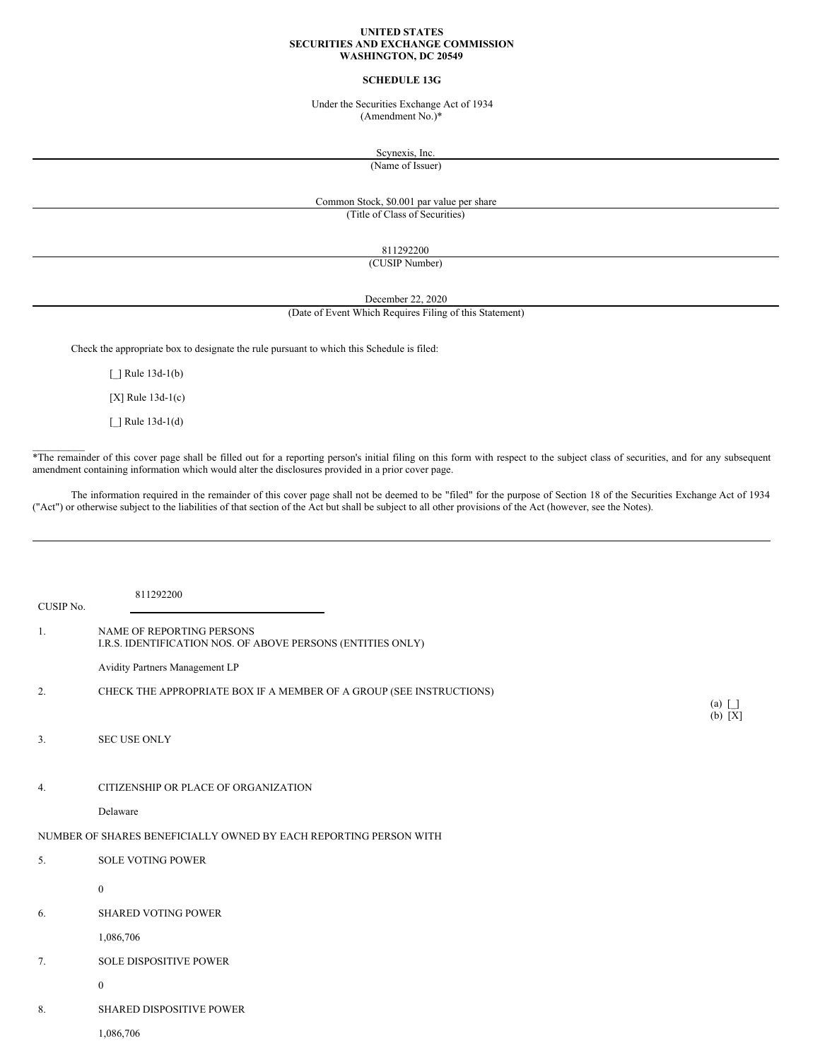**UNITED STATES**
**SECURITIES AND EXCHANGE COMMISSION**
**WASHINGTON, DC 20549**

**SCHEDULE 13G**

Under the Securities Exchange Act of 1934
(Amendment No.)*

Scynexis, Inc.
(Name of Issuer)

Common Stock, $0.001 par value per share
(Title of Class of Securities)

811292200
(CUSIP Number)

December 22, 2020
(Date of Event Which Requires Filing of this Statement)

Check the appropriate box to designate the rule pursuant to which this Schedule is filed:

[_] Rule 13d-1(b)

[X] Rule 13d-1(c)

[_] Rule 13d-1(d)

*The remainder of this cover page shall be filled out for a reporting person's initial filing on this form with respect to the subject class of securities, and for any subsequent amendment containing information which would alter the disclosures provided in a prior cover page.

The information required in the remainder of this cover page shall not be deemed to be "filed" for the purpose of Section 18 of the Securities Exchange Act of 1934 ("Act") or otherwise subject to the liabilities of that section of the Act but shall be subject to all other provisions of the Act (however, see the Notes).

CUSIP No. 811292200

1. NAME OF REPORTING PERSONS
I.R.S. IDENTIFICATION NOS. OF ABOVE PERSONS (ENTITIES ONLY)

Avidity Partners Management LP

2. CHECK THE APPROPRIATE BOX IF A MEMBER OF A GROUP (SEE INSTRUCTIONS)

(a) [_]
(b) [X]

3. SEC USE ONLY

4. CITIZENSHIP OR PLACE OF ORGANIZATION

Delaware

NUMBER OF SHARES BENEFICIALLY OWNED BY EACH REPORTING PERSON WITH

5. SOLE VOTING POWER

0

6. SHARED VOTING POWER

1,086,706

7. SOLE DISPOSITIVE POWER

0

8. SHARED DISPOSITIVE POWER

1,086,706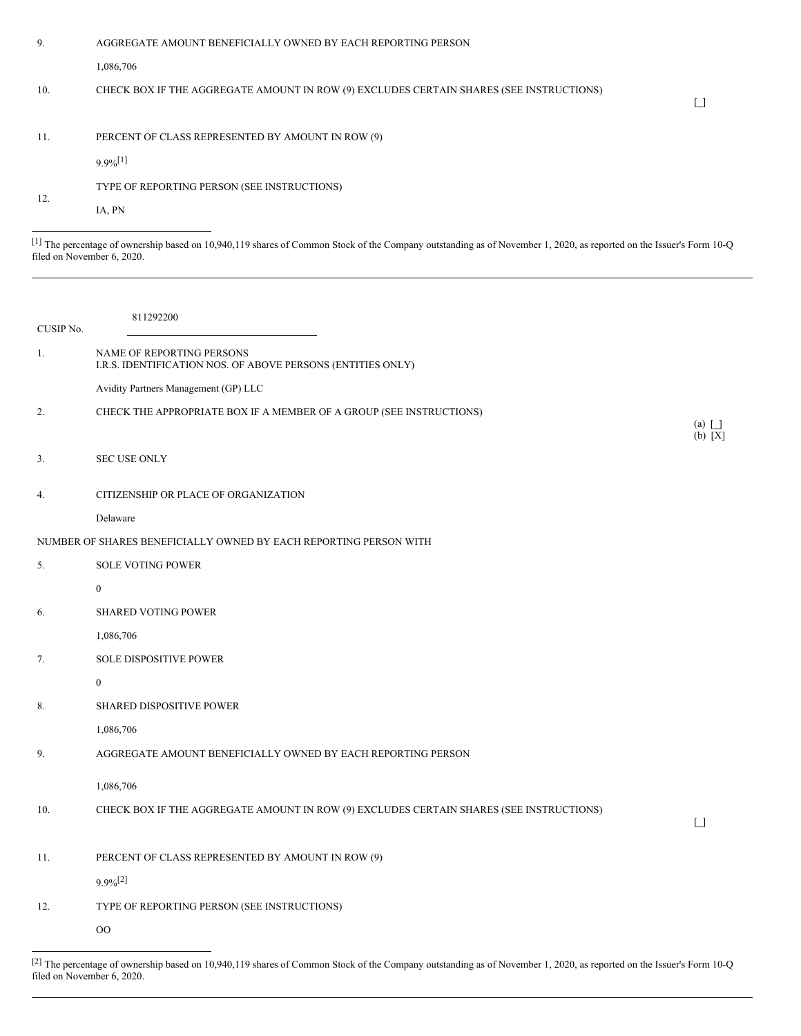| | | |
|---|---|---|
| 9. | AGGREGATE AMOUNT BENEFICIALLY OWNED BY EACH REPORTING PERSON<br><br>1,086,706 | |
| 10. | CHECK BOX IF THE AGGREGATE AMOUNT IN ROW (9) EXCLUDES CERTAIN SHARES (SEE INSTRUCTIONS) | [_] |
| 11. | PERCENT OF CLASS REPRESENTED BY AMOUNT IN ROW (9)<br><br>9.9%[1] | |
| 12. | TYPE OF REPORTING PERSON (SEE INSTRUCTIONS)<br><br>IA, PN | |

[1] The percentage of ownership based on 10,940,119 shares of Common Stock of the Company outstanding as of November 1, 2020, as reported on the Issuer's Form 10-Q filed on November 6, 2020.

---

CUSIP No. 811292200

| | | |
|---|---|---|
| 1. | NAME OF REPORTING PERSONS<br>I.R.S. IDENTIFICATION NOS. OF ABOVE PERSONS (ENTITIES ONLY)<br><br>Avidity Partners Management (GP) LLC | |
| 2. | CHECK THE APPROPRIATE BOX IF A MEMBER OF A GROUP (SEE INSTRUCTIONS) | (a) [_]<br>(b) [X] |
| 3. | SEC USE ONLY | |
| 4. | CITIZENSHIP OR PLACE OF ORGANIZATION<br><br>Delaware | |
| | NUMBER OF SHARES BENEFICIALLY OWNED BY EACH REPORTING PERSON WITH | |
| 5. | SOLE VOTING POWER<br><br>0 | |
| 6. | SHARED VOTING POWER<br><br>1,086,706 | |
| 7. | SOLE DISPOSITIVE POWER<br><br>0 | |
| 8. | SHARED DISPOSITIVE POWER<br><br>1,086,706 | |
| 9. | AGGREGATE AMOUNT BENEFICIALLY OWNED BY EACH REPORTING PERSON<br><br>1,086,706 | |
| 10. | CHECK BOX IF THE AGGREGATE AMOUNT IN ROW (9) EXCLUDES CERTAIN SHARES (SEE INSTRUCTIONS) | [_] |
| 11. | PERCENT OF CLASS REPRESENTED BY AMOUNT IN ROW (9)<br><br>9.9%[2] | |
| 12. | TYPE OF REPORTING PERSON (SEE INSTRUCTIONS)<br><br>OO | |

[2] The percentage of ownership based on 10,940,119 shares of Common Stock of the Company outstanding as of November 1, 2020, as reported on the Issuer's Form 10-Q filed on November 6, 2020.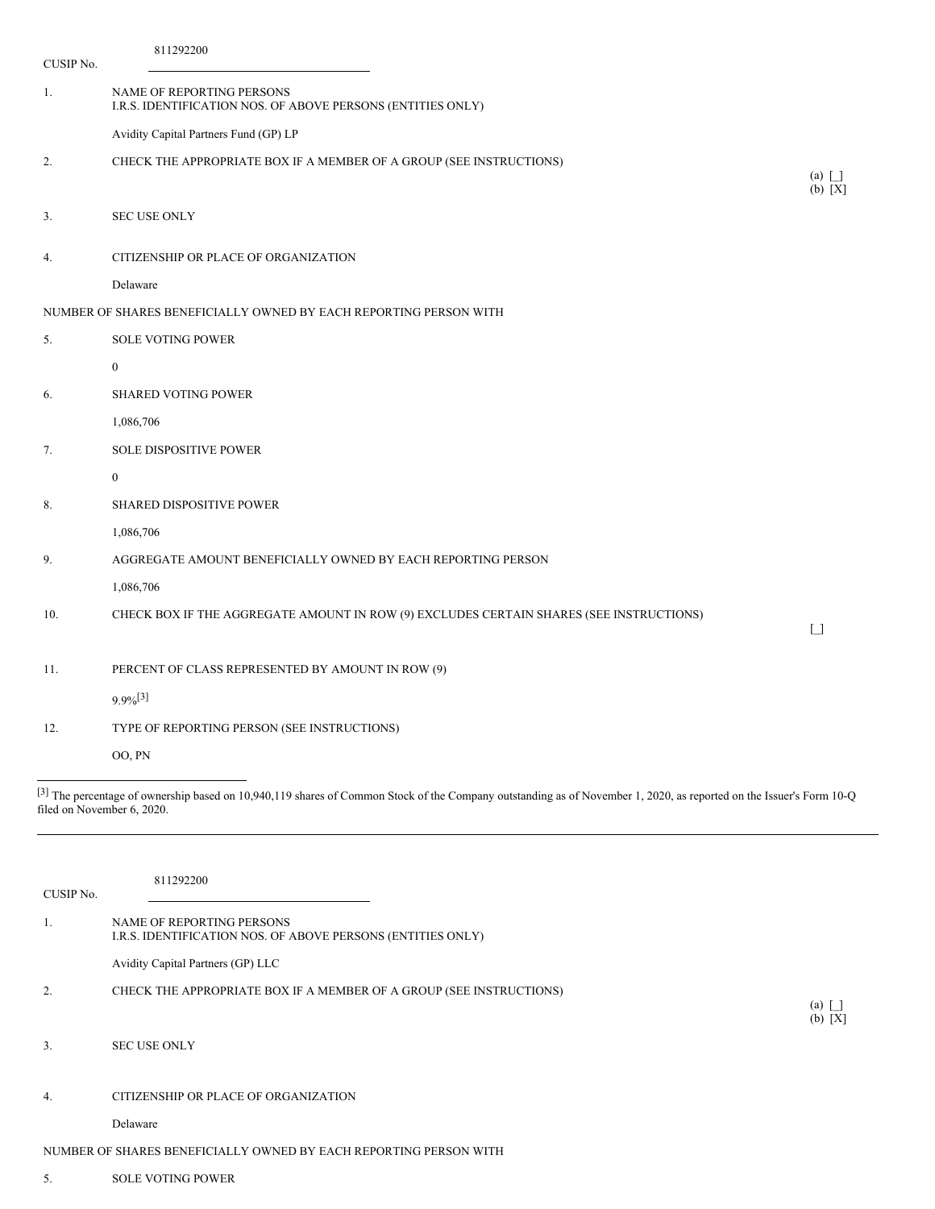CUSIP No. 811292200

1. NAME OF REPORTING PERSONS
I.R.S. IDENTIFICATION NOS. OF ABOVE PERSONS (ENTITIES ONLY)

Avidity Capital Partners Fund (GP) LP

2. CHECK THE APPROPRIATE BOX IF A MEMBER OF A GROUP (SEE INSTRUCTIONS)

(a) [_]
(b) [X]

3. SEC USE ONLY

4. CITIZENSHIP OR PLACE OF ORGANIZATION

Delaware

NUMBER OF SHARES BENEFICIALLY OWNED BY EACH REPORTING PERSON WITH

5. SOLE VOTING POWER

0

6. SHARED VOTING POWER

1,086,706

7. SOLE DISPOSITIVE POWER

0

8. SHARED DISPOSITIVE POWER

1,086,706

9. AGGREGATE AMOUNT BENEFICIALLY OWNED BY EACH REPORTING PERSON

1,086,706

10. CHECK BOX IF THE AGGREGATE AMOUNT IN ROW (9) EXCLUDES CERTAIN SHARES (SEE INSTRUCTIONS)

[_]

11. PERCENT OF CLASS REPRESENTED BY AMOUNT IN ROW (9)

9.9%[3]

12. TYPE OF REPORTING PERSON (SEE INSTRUCTIONS)

OO, PN

---

[3] The percentage of ownership based on 10,940,119 shares of Common Stock of the Company outstanding as of November 1, 2020, as reported on the Issuer's Form 10-Q filed on November 6, 2020.

---

CUSIP No. 811292200

1. NAME OF REPORTING PERSONS
I.R.S. IDENTIFICATION NOS. OF ABOVE PERSONS (ENTITIES ONLY)

Avidity Capital Partners (GP) LLC

2. CHECK THE APPROPRIATE BOX IF A MEMBER OF A GROUP (SEE INSTRUCTIONS)

(a) [_]
(b) [X]

3. SEC USE ONLY

4. CITIZENSHIP OR PLACE OF ORGANIZATION

Delaware

NUMBER OF SHARES BENEFICIALLY OWNED BY EACH REPORTING PERSON WITH

5. SOLE VOTING POWER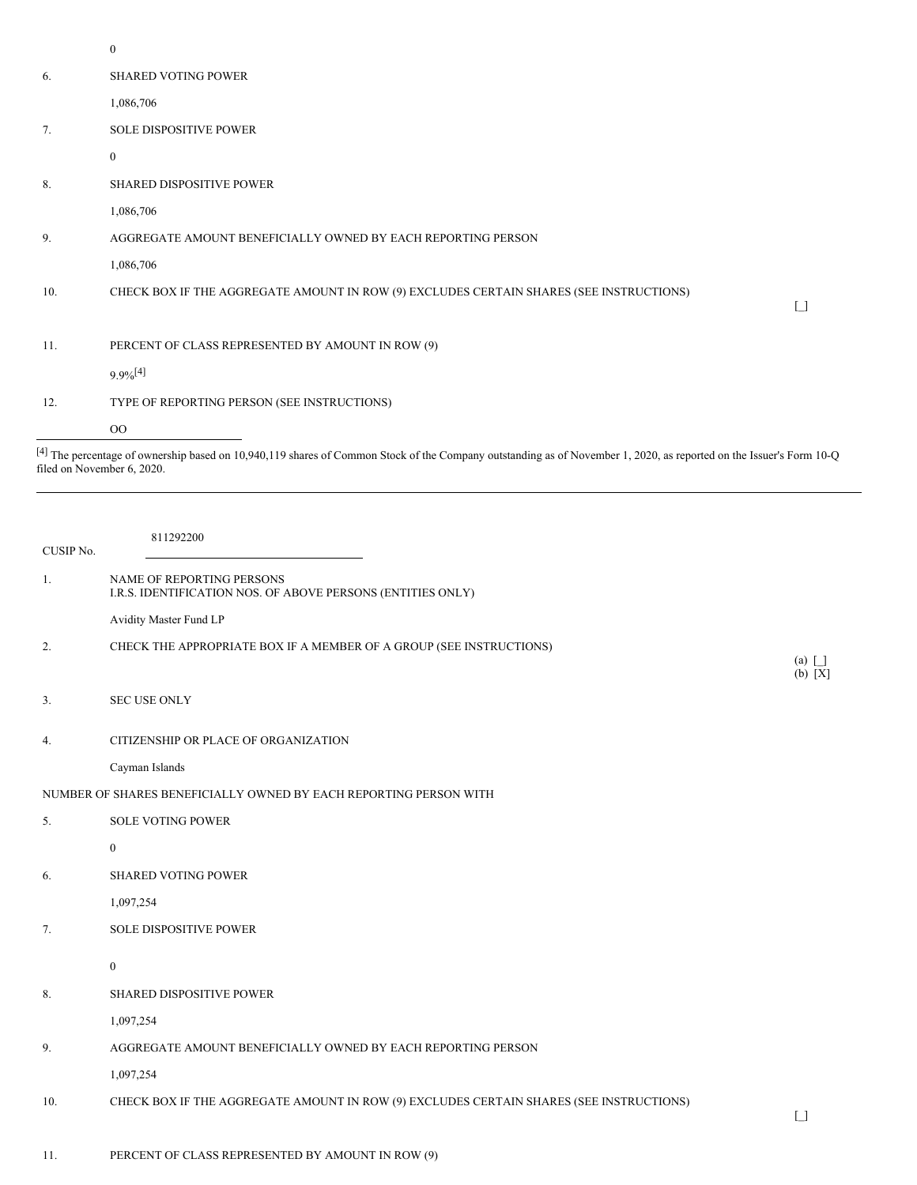0

| | | |
|---|---|---|
| 6. | SHARED VOTING POWER | |
| | 1,086,706 | |
| 7. | SOLE DISPOSITIVE POWER | |
| | 0 | |
| 8. | SHARED DISPOSITIVE POWER | |
| | 1,086,706 | |
| 9. | AGGREGATE AMOUNT BENEFICIALLY OWNED BY EACH REPORTING PERSON | |
| | 1,086,706 | |
| 10. | CHECK BOX IF THE AGGREGATE AMOUNT IN ROW (9) EXCLUDES CERTAIN SHARES (SEE INSTRUCTIONS) | [_] |
| 11. | PERCENT OF CLASS REPRESENTED BY AMOUNT IN ROW (9) | |
| | 9.9%[4] | |
| 12. | TYPE OF REPORTING PERSON (SEE INSTRUCTIONS) | |
| | OO | |

[4] The percentage of ownership based on 10,940,119 shares of Common Stock of the Company outstanding as of November 1, 2020, as reported on the Issuer's Form 10-Q filed on November 6, 2020.

---

CUSIP No. 811292200

| | | |
|---|---|---|
| 1. | NAME OF REPORTING PERSONS<br>I.R.S. IDENTIFICATION NOS. OF ABOVE PERSONS (ENTITIES ONLY) | |
| | Avidity Master Fund LP | |
| 2. | CHECK THE APPROPRIATE BOX IF A MEMBER OF A GROUP (SEE INSTRUCTIONS) | (a) [_]<br>(b) [X] |
| 3. | SEC USE ONLY | |
| 4. | CITIZENSHIP OR PLACE OF ORGANIZATION | |
| | Cayman Islands | |
| | NUMBER OF SHARES BENEFICIALLY OWNED BY EACH REPORTING PERSON WITH | |
| 5. | SOLE VOTING POWER | |
| | 0 | |
| 6. | SHARED VOTING POWER | |
| | 1,097,254 | |
| 7. | SOLE DISPOSITIVE POWER | |
| | 0 | |
| 8. | SHARED DISPOSITIVE POWER | |
| | 1,097,254 | |
| 9. | AGGREGATE AMOUNT BENEFICIALLY OWNED BY EACH REPORTING PERSON | |
| | 1,097,254 | |
| 10. | CHECK BOX IF THE AGGREGATE AMOUNT IN ROW (9) EXCLUDES CERTAIN SHARES (SEE INSTRUCTIONS) | [_] |
| 11. | PERCENT OF CLASS REPRESENTED BY AMOUNT IN ROW (9) | |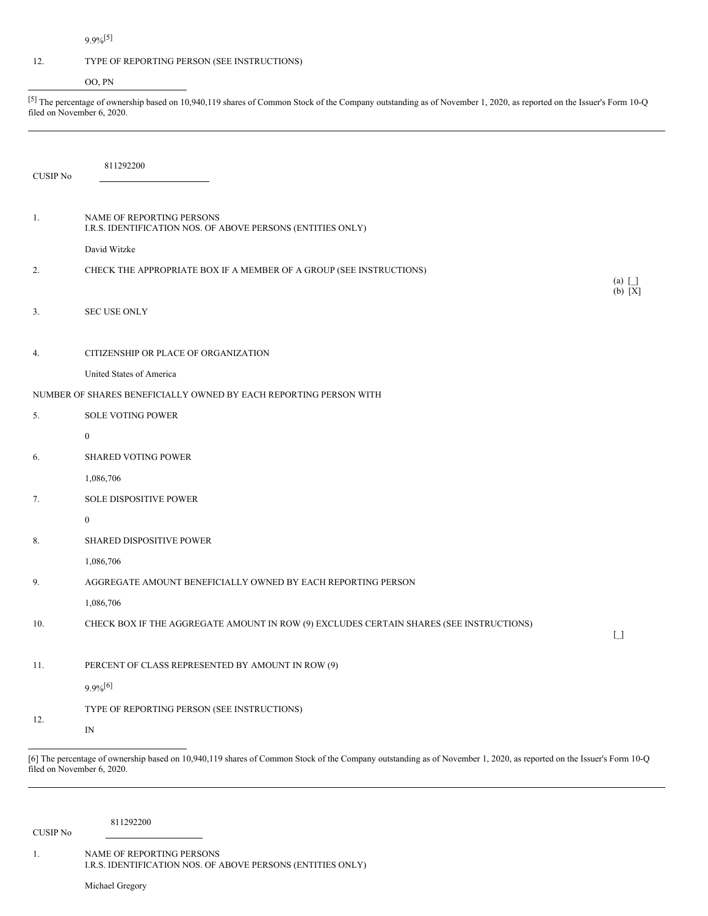9.9%[5]

12. TYPE OF REPORTING PERSON (SEE INSTRUCTIONS)

OO, PN

[5] The percentage of ownership based on 10,940,119 shares of Common Stock of the Company outstanding as of November 1, 2020, as reported on the Issuer's Form 10-Q filed on November 6, 2020.

---

CUSIP No 811292200

1. NAME OF REPORTING PERSONS
I.R.S. IDENTIFICATION NOS. OF ABOVE PERSONS (ENTITIES ONLY)

David Witzke

2. CHECK THE APPROPRIATE BOX IF A MEMBER OF A GROUP (SEE INSTRUCTIONS)

(a) [_]
(b) [X]

3. SEC USE ONLY

4. CITIZENSHIP OR PLACE OF ORGANIZATION

United States of America

NUMBER OF SHARES BENEFICIALLY OWNED BY EACH REPORTING PERSON WITH

5. SOLE VOTING POWER

0

6. SHARED VOTING POWER

1,086,706

7. SOLE DISPOSITIVE POWER

0

8. SHARED DISPOSITIVE POWER

1,086,706

9. AGGREGATE AMOUNT BENEFICIALLY OWNED BY EACH REPORTING PERSON

1,086,706

10. CHECK BOX IF THE AGGREGATE AMOUNT IN ROW (9) EXCLUDES CERTAIN SHARES (SEE INSTRUCTIONS)

[_]

11. PERCENT OF CLASS REPRESENTED BY AMOUNT IN ROW (9)

9.9%[6]

12. TYPE OF REPORTING PERSON (SEE INSTRUCTIONS)

IN

[6] The percentage of ownership based on 10,940,119 shares of Common Stock of the Company outstanding as of November 1, 2020, as reported on the Issuer's Form 10-Q filed on November 6, 2020.

---

CUSIP No 811292200

1. NAME OF REPORTING PERSONS
I.R.S. IDENTIFICATION NOS. OF ABOVE PERSONS (ENTITIES ONLY)

Michael Gregory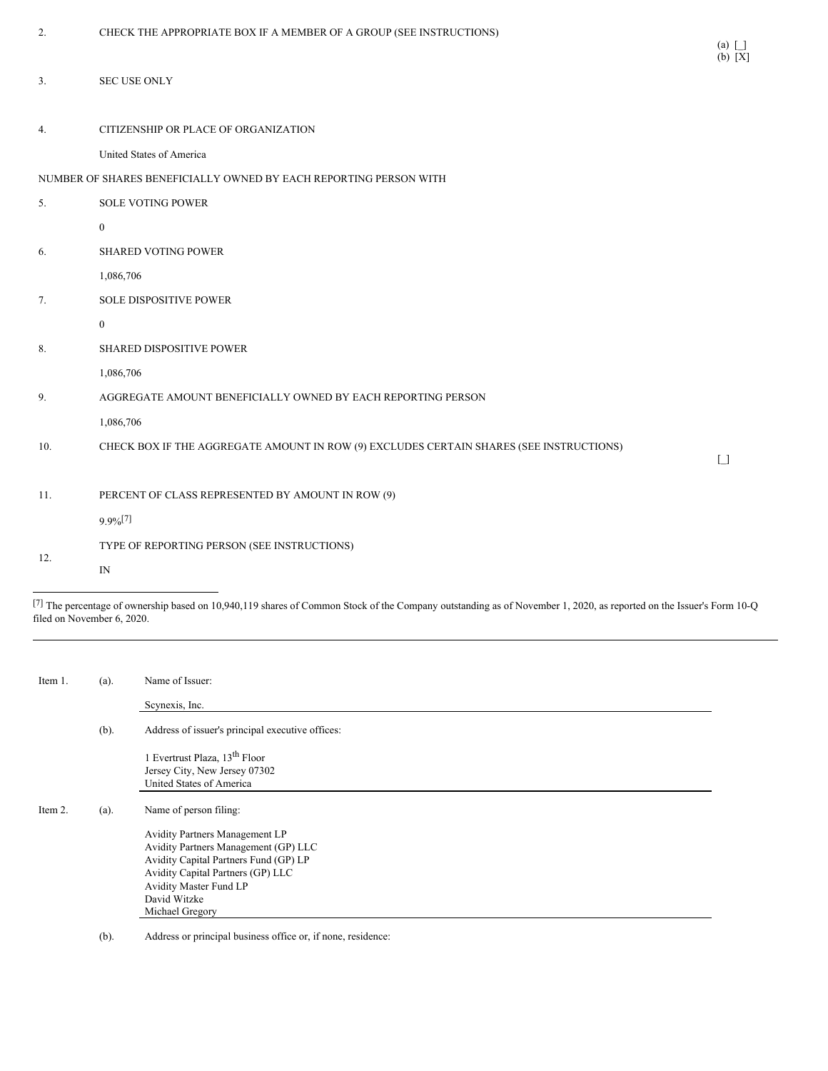| | | |
|---|---|---|
| 2. | CHECK THE APPROPRIATE BOX IF A MEMBER OF A GROUP (SEE INSTRUCTIONS) | (a) [_]<br>(b) [X] |
| 3. | SEC USE ONLY | |
| 4. | CITIZENSHIP OR PLACE OF ORGANIZATION<br><br>United States of America | |
| NUMBER OF SHARES BENEFICIALLY OWNED BY EACH REPORTING PERSON WITH | | |
| 5. | SOLE VOTING POWER<br><br>0 | |
| 6. | SHARED VOTING POWER<br><br>1,086,706 | |
| 7. | SOLE DISPOSITIVE POWER<br><br>0 | |
| 8. | SHARED DISPOSITIVE POWER<br><br>1,086,706 | |
| 9. | AGGREGATE AMOUNT BENEFICIALLY OWNED BY EACH REPORTING PERSON<br><br>1,086,706 | |
| 10. | CHECK BOX IF THE AGGREGATE AMOUNT IN ROW (9) EXCLUDES CERTAIN SHARES (SEE INSTRUCTIONS) | [_] |
| 11. | PERCENT OF CLASS REPRESENTED BY AMOUNT IN ROW (9)<br><br>9.9%[7] | |
| 12. | TYPE OF REPORTING PERSON (SEE INSTRUCTIONS)<br><br>IN | |

[7] The percentage of ownership based on 10,940,119 shares of Common Stock of the Company outstanding as of November 1, 2020, as reported on the Issuer's Form 10-Q filed on November 6, 2020.

---

Item 1. (a). Name of Issuer:

Scynexis, Inc.

(b). Address of issuer's principal executive offices:

1 Evertrust Plaza, 13th Floor
Jersey City, New Jersey 07302
United States of America

Item 2. (a). Name of person filing:

Avidity Partners Management LP
Avidity Partners Management (GP) LLC
Avidity Capital Partners Fund (GP) LP
Avidity Capital Partners (GP) LLC
Avidity Master Fund LP
David Witzke
Michael Gregory

(b). Address or principal business office or, if none, residence: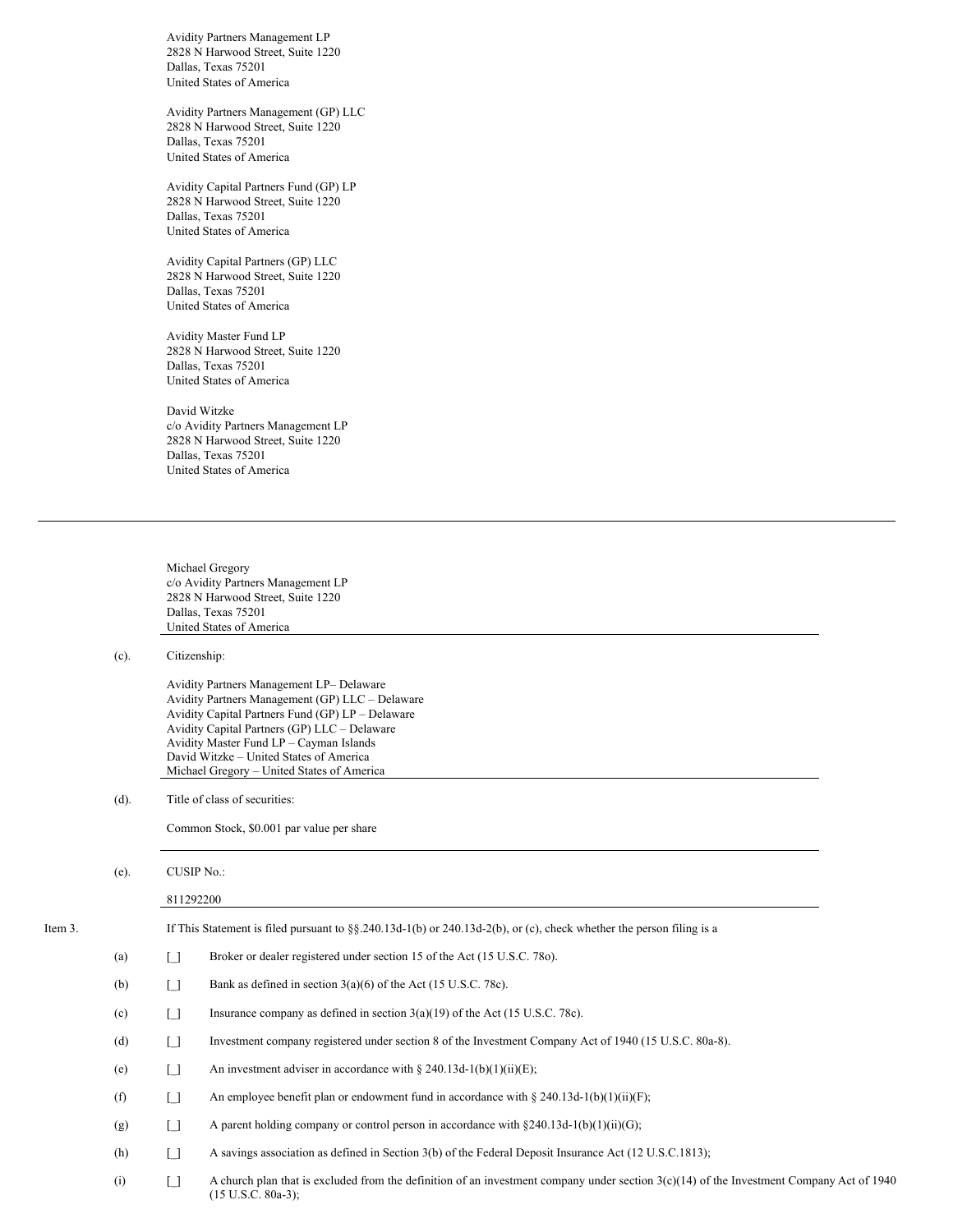Avidity Partners Management LP
2828 N Harwood Street, Suite 1220
Dallas, Texas 75201
United States of America

Avidity Partners Management (GP) LLC
2828 N Harwood Street, Suite 1220
Dallas, Texas 75201
United States of America

Avidity Capital Partners Fund (GP) LP
2828 N Harwood Street, Suite 1220
Dallas, Texas 75201
United States of America

Avidity Capital Partners (GP) LLC
2828 N Harwood Street, Suite 1220
Dallas, Texas 75201
United States of America

Avidity Master Fund LP
2828 N Harwood Street, Suite 1220
Dallas, Texas 75201
United States of America

David Witzke
c/o Avidity Partners Management LP
2828 N Harwood Street, Suite 1220
Dallas, Texas 75201
United States of America

---

Michael Gregory
c/o Avidity Partners Management LP
2828 N Harwood Street, Suite 1220
Dallas, Texas 75201
United States of America

(c). Citizenship:

Avidity Partners Management LP– Delaware
Avidity Partners Management (GP) LLC – Delaware
Avidity Capital Partners Fund (GP) LP – Delaware
Avidity Capital Partners (GP) LLC – Delaware
Avidity Master Fund LP – Cayman Islands
David Witzke – United States of America
Michael Gregory – United States of America

(d). Title of class of securities:

Common Stock, $0.001 par value per share

(e). CUSIP No.:

811292200

Item 3. If This Statement is filed pursuant to §§.240.13d-1(b) or 240.13d-2(b), or (c), check whether the person filing is a

(a) [_] Broker or dealer registered under section 15 of the Act (15 U.S.C. 78o).

(b) [_] Bank as defined in section 3(a)(6) of the Act (15 U.S.C. 78c).

(c) [_] Insurance company as defined in section 3(a)(19) of the Act (15 U.S.C. 78c).

(d) [_] Investment company registered under section 8 of the Investment Company Act of 1940 (15 U.S.C. 80a-8).

(e) [_] An investment adviser in accordance with § 240.13d-1(b)(1)(ii)(E);

(f) [_] An employee benefit plan or endowment fund in accordance with § 240.13d-1(b)(1)(ii)(F);

(g) [_] A parent holding company or control person in accordance with §240.13d-1(b)(1)(ii)(G);

(h) [_] A savings association as defined in Section 3(b) of the Federal Deposit Insurance Act (12 U.S.C.1813);

(i) [_] A church plan that is excluded from the definition of an investment company under section 3(c)(14) of the Investment Company Act of 1940 (15 U.S.C. 80a-3);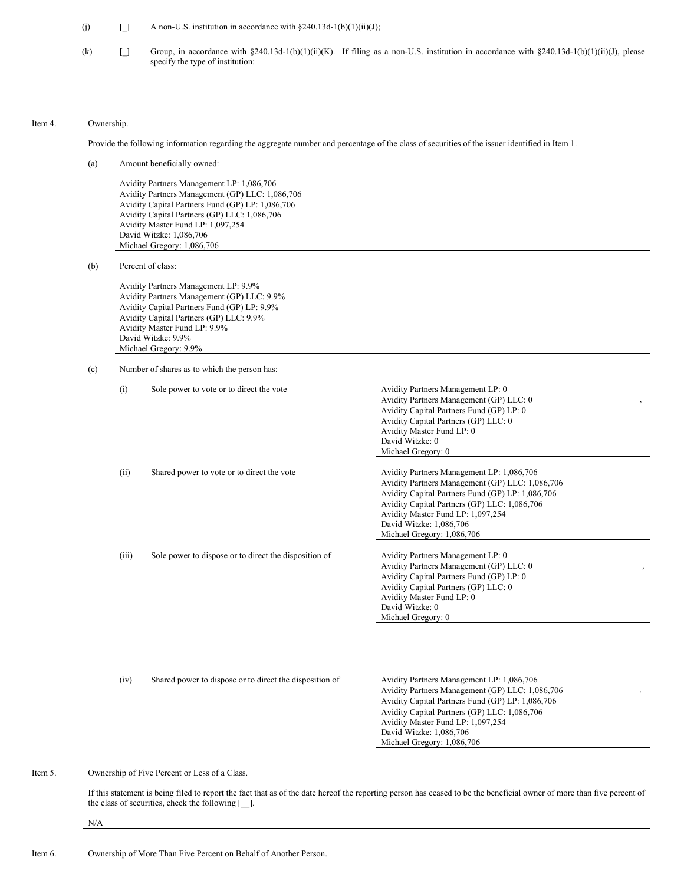(j) [_] A non-U.S. institution in accordance with §240.13d-1(b)(1)(ii)(J);

(k) [_] Group, in accordance with §240.13d-1(b)(1)(ii)(K). If filing as a non-U.S. institution in accordance with §240.13d-1(b)(1)(ii)(J), please specify the type of institution:

---

Item 4. Ownership.

Provide the following information regarding the aggregate number and percentage of the class of securities of the issuer identified in Item 1.

(a) Amount beneficially owned:

Avidity Partners Management LP: 1,086,706
Avidity Partners Management (GP) LLC: 1,086,706
Avidity Capital Partners Fund (GP) LP: 1,086,706
Avidity Capital Partners (GP) LLC: 1,086,706
Avidity Master Fund LP: 1,097,254
David Witzke: 1,086,706
Michael Gregory: 1,086,706

(b) Percent of class:

Avidity Partners Management LP: 9.9%
Avidity Partners Management (GP) LLC: 9.9%
Avidity Capital Partners Fund (GP) LP: 9.9%
Avidity Capital Partners (GP) LLC: 9.9%
Avidity Master Fund LP: 9.9%
David Witzke: 9.9%
Michael Gregory: 9.9%

(c) Number of shares as to which the person has:

| | | |
|---|---|---|
| (i) | Sole power to vote or to direct the vote | Avidity Partners Management LP: 0<br>Avidity Partners Management (GP) LLC: 0<br>Avidity Capital Partners Fund (GP) LP: 0<br>Avidity Capital Partners (GP) LLC: 0<br>Avidity Master Fund LP: 0<br>David Witzke: 0<br>Michael Gregory: 0 |
| (ii) | Shared power to vote or to direct the vote | Avidity Partners Management LP: 1,086,706<br>Avidity Partners Management (GP) LLC: 1,086,706<br>Avidity Capital Partners Fund (GP) LP: 1,086,706<br>Avidity Capital Partners (GP) LLC: 1,086,706<br>Avidity Master Fund LP: 1,097,254<br>David Witzke: 1,086,706<br>Michael Gregory: 1,086,706 |
| (iii) | Sole power to dispose or to direct the disposition of | Avidity Partners Management LP: 0<br>Avidity Partners Management (GP) LLC: 0<br>Avidity Capital Partners Fund (GP) LP: 0<br>Avidity Capital Partners (GP) LLC: 0<br>Avidity Master Fund LP: 0<br>David Witzke: 0<br>Michael Gregory: 0 |
| (iv) | Shared power to dispose or to direct the disposition of | Avidity Partners Management LP: 1,086,706<br>Avidity Partners Management (GP) LLC: 1,086,706<br>Avidity Capital Partners Fund (GP) LP: 1,086,706<br>Avidity Capital Partners (GP) LLC: 1,086,706<br>Avidity Master Fund LP: 1,097,254<br>David Witzke: 1,086,706<br>Michael Gregory: 1,086,706 |

Item 5. Ownership of Five Percent or Less of a Class.

If this statement is being filed to report the fact that as of the date hereof the reporting person has ceased to be the beneficial owner of more than five percent of the class of securities, check the following [__].

N/A

---

Item 6. Ownership of More Than Five Percent on Behalf of Another Person.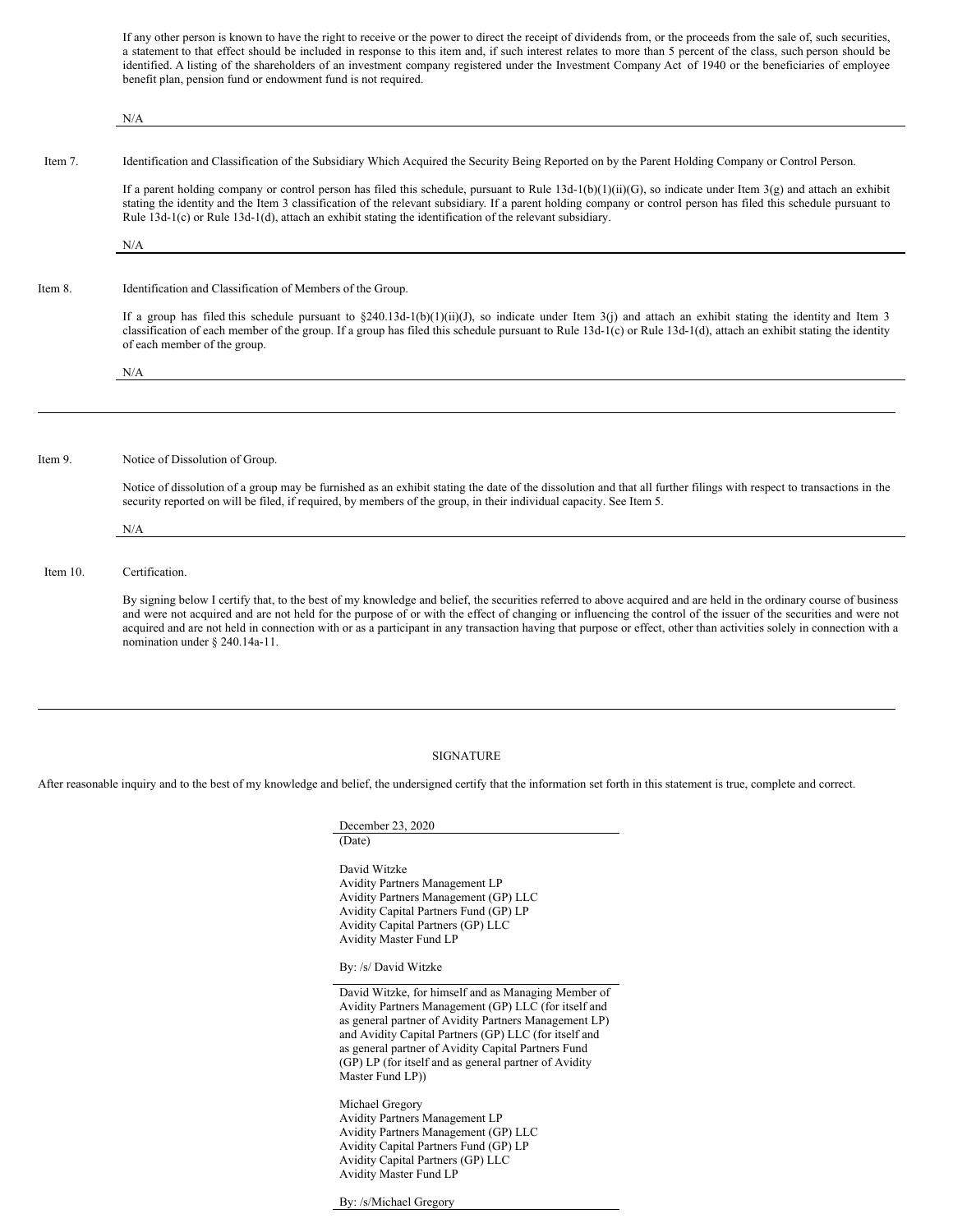If any other person is known to have the right to receive or the power to direct the receipt of dividends from, or the proceeds from the sale of, such securities, a statement to that effect should be included in response to this item and, if such interest relates to more than 5 percent of the class, such person should be identified. A listing of the shareholders of an investment company registered under the Investment Company Act of 1940 or the beneficiaries of employee benefit plan, pension fund or endowment fund is not required.

N/A

Item 7. Identification and Classification of the Subsidiary Which Acquired the Security Being Reported on by the Parent Holding Company or Control Person.

If a parent holding company or control person has filed this schedule, pursuant to Rule 13d-1(b)(1)(ii)(G), so indicate under Item 3(g) and attach an exhibit stating the identity and the Item 3 classification of the relevant subsidiary. If a parent holding company or control person has filed this schedule pursuant to Rule 13d-1(c) or Rule 13d-1(d), attach an exhibit stating the identification of the relevant subsidiary.

N/A

Item 8. Identification and Classification of Members of the Group.

If a group has filed this schedule pursuant to §240.13d-1(b)(1)(ii)(J), so indicate under Item 3(j) and attach an exhibit stating the identity and Item 3 classification of each member of the group. If a group has filed this schedule pursuant to Rule 13d-1(c) or Rule 13d-1(d), attach an exhibit stating the identity of each member of the group.

N/A

Item 9. Notice of Dissolution of Group.

Notice of dissolution of a group may be furnished as an exhibit stating the date of the dissolution and that all further filings with respect to transactions in the security reported on will be filed, if required, by members of the group, in their individual capacity. See Item 5.

N/A

Item 10. Certification.

By signing below I certify that, to the best of my knowledge and belief, the securities referred to above acquired and are held in the ordinary course of business and were not acquired and are not held for the purpose of or with the effect of changing or influencing the control of the issuer of the securities and were not acquired and are not held in connection with or as a participant in any transaction having that purpose or effect, other than activities solely in connection with a nomination under § 240.14a-11.

SIGNATURE

After reasonable inquiry and to the best of my knowledge and belief, the undersigned certify that the information set forth in this statement is true, complete and correct.

December 23, 2020
(Date)

David Witzke
Avidity Partners Management LP
Avidity Partners Management (GP) LLC
Avidity Capital Partners Fund (GP) LP
Avidity Capital Partners (GP) LLC
Avidity Master Fund LP

By: /s/ David Witzke

David Witzke, for himself and as Managing Member of Avidity Partners Management (GP) LLC (for itself and as general partner of Avidity Partners Management LP) and Avidity Capital Partners (GP) LLC (for itself and as general partner of Avidity Capital Partners Fund (GP) LP (for itself and as general partner of Avidity Master Fund LP))

Michael Gregory
Avidity Partners Management LP
Avidity Partners Management (GP) LLC
Avidity Capital Partners Fund (GP) LP
Avidity Capital Partners (GP) LLC
Avidity Master Fund LP

By: /s/Michael Gregory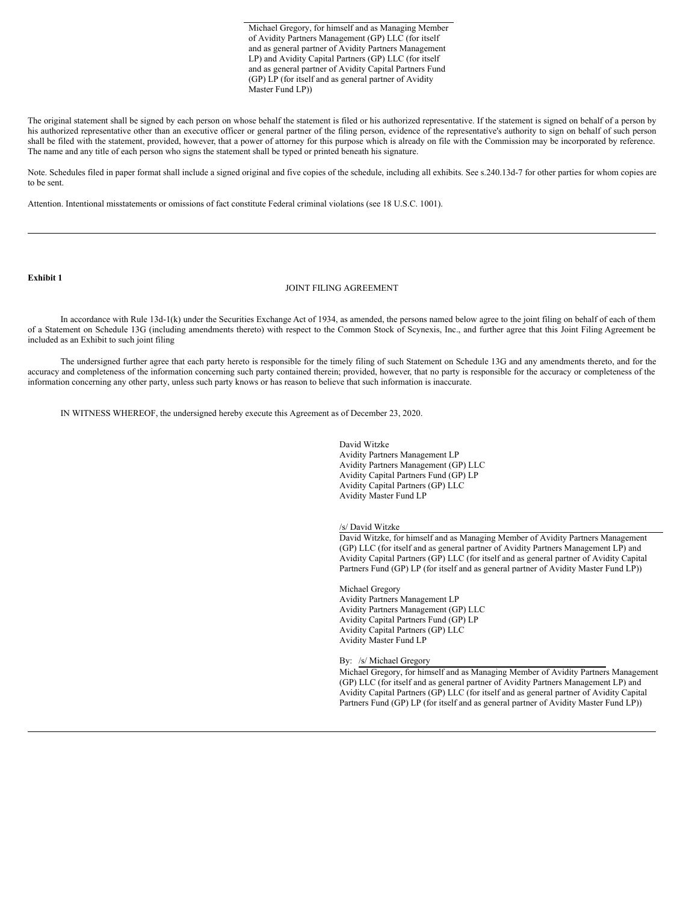Michael Gregory, for himself and as Managing Member of Avidity Partners Management (GP) LLC (for itself and as general partner of Avidity Partners Management LP) and Avidity Capital Partners (GP) LLC (for itself and as general partner of Avidity Capital Partners Fund (GP) LP (for itself and as general partner of Avidity Master Fund LP))

The original statement shall be signed by each person on whose behalf the statement is filed or his authorized representative. If the statement is signed on behalf of a person by his authorized representative other than an executive officer or general partner of the filing person, evidence of the representative's authority to sign on behalf of such person shall be filed with the statement, provided, however, that a power of attorney for this purpose which is already on file with the Commission may be incorporated by reference. The name and any title of each person who signs the statement shall be typed or printed beneath his signature.

Note. Schedules filed in paper format shall include a signed original and five copies of the schedule, including all exhibits. See s.240.13d-7 for other parties for whom copies are to be sent.

Attention. Intentional misstatements or omissions of fact constitute Federal criminal violations (see 18 U.S.C. 1001).

---

**Exhibit 1**

JOINT FILING AGREEMENT

In accordance with Rule 13d-1(k) under the Securities Exchange Act of 1934, as amended, the persons named below agree to the joint filing on behalf of each of them of a Statement on Schedule 13G (including amendments thereto) with respect to the Common Stock of Scynexis, Inc., and further agree that this Joint Filing Agreement be included as an Exhibit to such joint filing

The undersigned further agree that each party hereto is responsible for the timely filing of such Statement on Schedule 13G and any amendments thereto, and for the accuracy and completeness of the information concerning such party contained therein; provided, however, that no party is responsible for the accuracy or completeness of the information concerning any other party, unless such party knows or has reason to believe that such information is inaccurate.

IN WITNESS WHEREOF, the undersigned hereby execute this Agreement as of December 23, 2020.

David Witzke
Avidity Partners Management LP
Avidity Partners Management (GP) LLC
Avidity Capital Partners Fund (GP) LP
Avidity Capital Partners (GP) LLC
Avidity Master Fund LP

/s/ David Witzke

David Witzke, for himself and as Managing Member of Avidity Partners Management (GP) LLC (for itself and as general partner of Avidity Partners Management LP) and Avidity Capital Partners (GP) LLC (for itself and as general partner of Avidity Capital Partners Fund (GP) LP (for itself and as general partner of Avidity Master Fund LP))

Michael Gregory
Avidity Partners Management LP
Avidity Partners Management (GP) LLC
Avidity Capital Partners Fund (GP) LP
Avidity Capital Partners (GP) LLC
Avidity Master Fund LP

By: /s/ Michael Gregory

Michael Gregory, for himself and as Managing Member of Avidity Partners Management (GP) LLC (for itself and as general partner of Avidity Partners Management LP) and Avidity Capital Partners (GP) LLC (for itself and as general partner of Avidity Capital Partners Fund (GP) LP (for itself and as general partner of Avidity Master Fund LP))

---